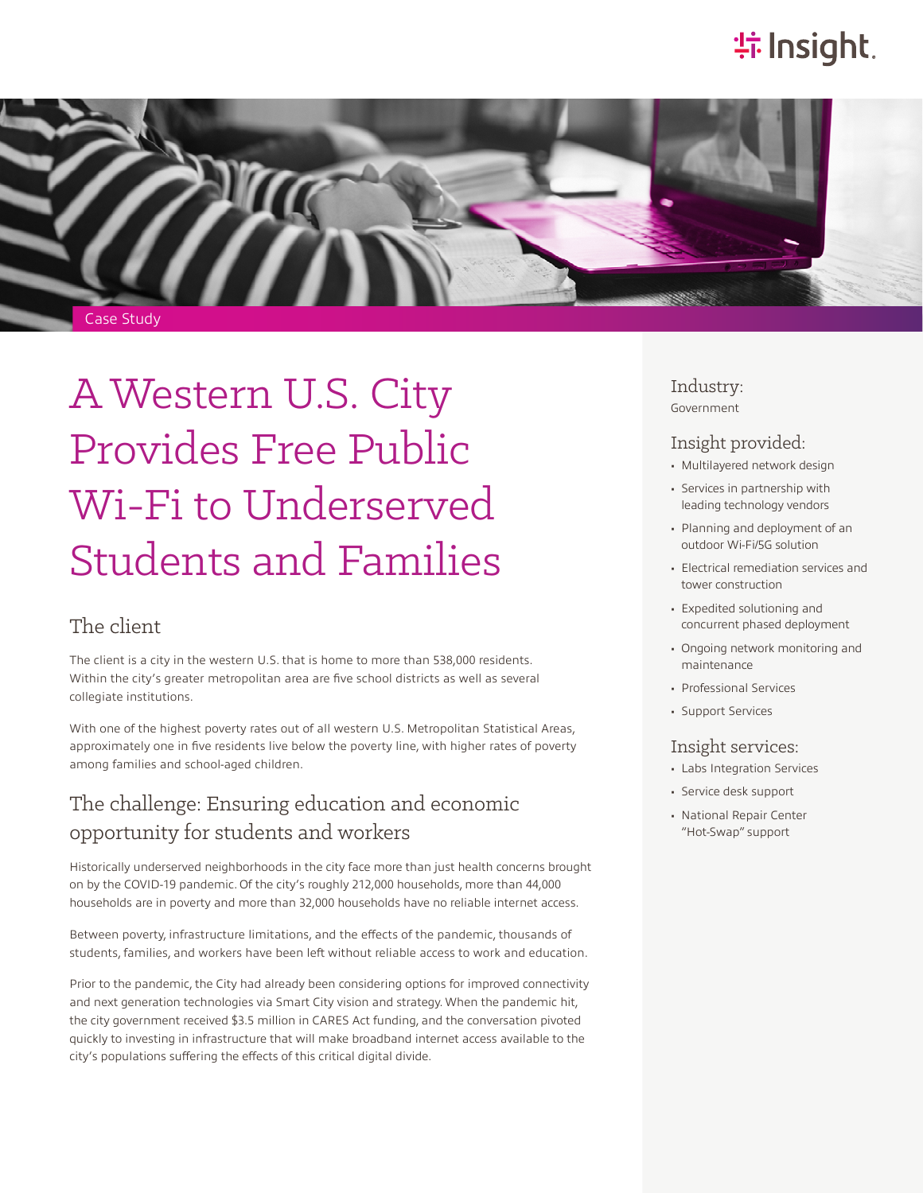Case Study

# A Western U.S. City Provides Free Public Wi-Fi to Underserved Students and Families

## The client

The client is a city in the western U.S. that is home to more than 538,000 residents. Within the city's greater metropolitan area are five school districts as well as several collegiate institutions.

With one of the highest poverty rates out of all western U.S. Metropolitan Statistical Areas, approximately one in five residents live below the poverty line, with higher rates of poverty among families and school-aged children.

## The challenge: Ensuring education and economic opportunity for students and workers

Historically underserved neighborhoods in the city face more than just health concerns brought on by the COVID-19 pandemic. Of the city's roughly 212,000 households, more than 44,000 households are in poverty and more than 32,000 households have no reliable internet access.

Between poverty, infrastructure limitations, and the effects of the pandemic, thousands of students, families, and workers have been left without reliable access to work and education.

Prior to the pandemic, the City had already been considering options for improved connectivity and next generation technologies via Smart City vision and strategy. When the pandemic hit, the city government received $3.5 million in CARES Act funding, and the conversation pivoted quickly to investing in infrastructure that will make broadband internet access available to the city's populations suffering the effects of this critical digital divide.

### Industry:

Government

### Insight provided:

- Multilayered network design
- Services in partnership with leading technology vendors
- Planning and deployment of an outdoor Wi-Fi/5G solution
- Electrical remediation services and tower construction
- Expedited solutioning and concurrent phased deployment
- Ongoing network monitoring and maintenance
- Professional Services
- Support Services

### Insight services:

- Labs Integration Services
- Service desk support
- National Repair Center "Hot-Swap" support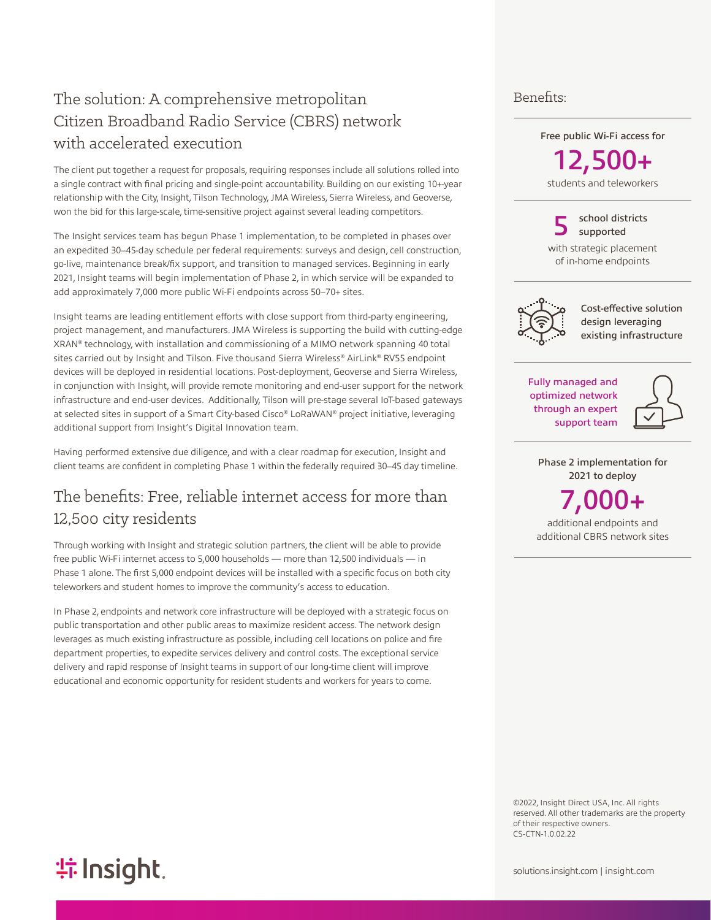## The solution: A comprehensive metropolitan Citizen Broadband Radio Service (CBRS) network with accelerated execution

The client put together a request for proposals, requiring responses include all solutions rolled into a single contract with final pricing and single-point accountability. Building on our existing 10+-year relationship with the City, Insight, Tilson Technology, JMA Wireless, Sierra Wireless, and Geoverse, won the bid for this large-scale, time-sensitive project against several leading competitors.

The Insight services team has begun Phase 1 implementation, to be completed in phases over an expedited 30–45-day schedule per federal requirements: surveys and design, cell construction, go-live, maintenance break/fix support, and transition to managed services. Beginning in early 2021, Insight teams will begin implementation of Phase 2, in which service will be expanded to add approximately 7,000 more public Wi-Fi endpoints across 50–70+ sites.

Insight teams are leading entitlement efforts with close support from third-party engineering, project management, and manufacturers. JMA Wireless is supporting the build with cutting-edge XRAN® technology, with installation and commissioning of a MIMO network spanning 40 total sites carried out by Insight and Tilson. Five thousand Sierra Wireless® AirLink® RV55 endpoint devices will be deployed in residential locations. Post-deployment, Geoverse and Sierra Wireless, in conjunction with Insight, will provide remote monitoring and end-user support for the network infrastructure and end-user devices. Additionally, Tilson will pre-stage several IoT-based gateways at selected sites in support of a Smart City-based Cisco® LoRaWAN® project initiative, leveraging additional support from Insight's Digital Innovation team.

Having performed extensive due diligence, and with a clear roadmap for execution, Insight and client teams are confident in completing Phase 1 within the federally required 30–45 day timeline.

## The benefits: Free, reliable internet access for more than 12,500 city residents

Through working with Insight and strategic solution partners, the client will be able to provide free public Wi-Fi internet access to 5,000 households — more than 12,500 individuals — in Phase 1 alone. The first 5,000 endpoint devices will be installed with a specific focus on both city teleworkers and student homes to improve the community's access to education.

In Phase 2, endpoints and network core infrastructure will be deployed with a strategic focus on public transportation and other public areas to maximize resident access. The network design leverages as much existing infrastructure as possible, including cell locations on police and fire department properties, to expedite services delivery and control costs. The exceptional service delivery and rapid response of Insight teams in support of our long-time client will improve educational and economic opportunity for resident students and workers for years to come.

### Benefits:

Free public Wi-Fi access for **12,500+** students and teleworkers

**5** school districts supported with strategic placement of in-home endpoints

Cost-effective solution design leveraging existing infrastructure

Fully managed and optimized network through an expert support team

Phase 2 implementation for 2021 to deploy **7,000+** additional endpoints and additional CBRS network sites

©2022, Insight Direct USA, Inc. All rights reserved. All other trademarks are the property of their respective owners. CS-CTN-1.0.02.22

solutions.insight.com | insight.com